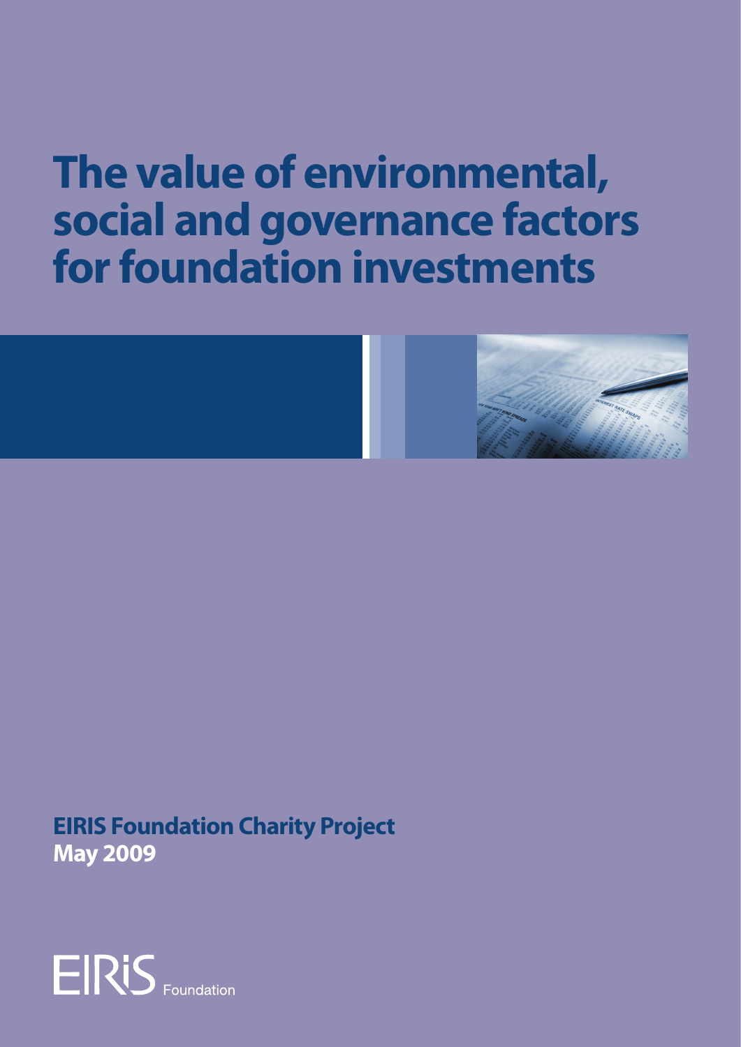# The value of environmental, social and governance factors for foundation investments

**EIRIS Foundation Charity Project**
**May 2009**

EIRiS Foundation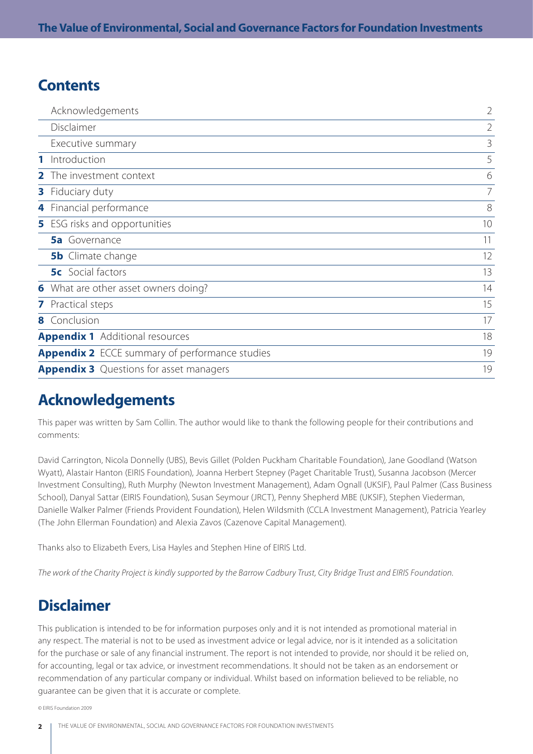## Contents

| | | |
|---|---|---|
| | Acknowledgements | 2 |
| | Disclaimer | 2 |
| | Executive summary | 3 |
| **1** | Introduction | 5 |
| **2** | The investment context | 6 |
| **3** | Fiduciary duty | 7 |
| **4** | Financial performance | 8 |
| **5** | ESG risks and opportunities | 10 |
| | **5a** Governance | 11 |
| | **5b** Climate change | 12 |
| | **5c** Social factors | 13 |
| **6** | What are other asset owners doing? | 14 |
| **7** | Practical steps | 15 |
| **8** | Conclusion | 17 |
| **Appendix 1** | Additional resources | 18 |
| **Appendix 2** | ECCE summary of performance studies | 19 |
| **Appendix 3** | Questions for asset managers | 19 |

## Acknowledgements

This paper was written by Sam Collin. The author would like to thank the following people for their contributions and comments:

David Carrington, Nicola Donnelly (UBS), Bevis Gillet (Polden Puckham Charitable Foundation), Jane Goodland (Watson Wyatt), Alastair Hanton (EIRIS Foundation), Joanna Herbert Stepney (Paget Charitable Trust), Susanna Jacobson (Mercer Investment Consulting), Ruth Murphy (Newton Investment Management), Adam Ognall (UKSIF), Paul Palmer (Cass Business School), Danyal Sattar (EIRIS Foundation), Susan Seymour (JRCT), Penny Shepherd MBE (UKSIF), Stephen Viederman, Danielle Walker Palmer (Friends Provident Foundation), Helen Wildsmith (CCLA Investment Management), Patricia Yearley (The John Ellerman Foundation) and Alexia Zavos (Cazenove Capital Management).

Thanks also to Elizabeth Evers, Lisa Hayles and Stephen Hine of EIRIS Ltd.

*The work of the Charity Project is kindly supported by the Barrow Cadbury Trust, City Bridge Trust and EIRIS Foundation.*

## Disclaimer

This publication is intended to be for information purposes only and it is not intended as promotional material in any respect. The material is not to be used as investment advice or legal advice, nor is it intended as a solicitation for the purchase or sale of any financial instrument. The report is not intended to provide, nor should it be relied on, for accounting, legal or tax advice, or investment recommendations. It should not be taken as an endorsement or recommendation of any particular company or individual. Whilst based on information believed to be reliable, no guarantee can be given that it is accurate or complete.

© EIRIS Foundation 2009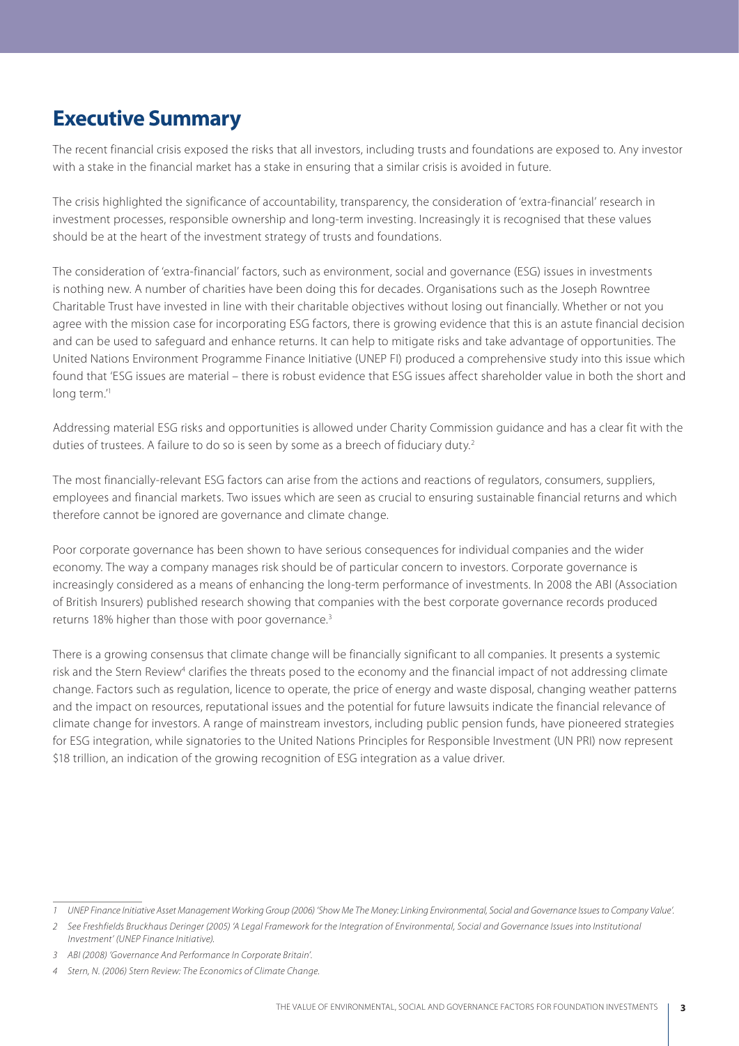## Executive Summary

The recent financial crisis exposed the risks that all investors, including trusts and foundations are exposed to. Any investor with a stake in the financial market has a stake in ensuring that a similar crisis is avoided in future.

The crisis highlighted the significance of accountability, transparency, the consideration of 'extra-financial' research in investment processes, responsible ownership and long-term investing. Increasingly it is recognised that these values should be at the heart of the investment strategy of trusts and foundations.

The consideration of 'extra-financial' factors, such as environment, social and governance (ESG) issues in investments is nothing new. A number of charities have been doing this for decades. Organisations such as the Joseph Rowntree Charitable Trust have invested in line with their charitable objectives without losing out financially. Whether or not you agree with the mission case for incorporating ESG factors, there is growing evidence that this is an astute financial decision and can be used to safeguard and enhance returns. It can help to mitigate risks and take advantage of opportunities. The United Nations Environment Programme Finance Initiative (UNEP FI) produced a comprehensive study into this issue which found that 'ESG issues are material – there is robust evidence that ESG issues affect shareholder value in both the short and long term.'[1]

Addressing material ESG risks and opportunities is allowed under Charity Commission guidance and has a clear fit with the duties of trustees. A failure to do so is seen by some as a breech of fiduciary duty.[2]

The most financially-relevant ESG factors can arise from the actions and reactions of regulators, consumers, suppliers, employees and financial markets. Two issues which are seen as crucial to ensuring sustainable financial returns and which therefore cannot be ignored are governance and climate change.

Poor corporate governance has been shown to have serious consequences for individual companies and the wider economy. The way a company manages risk should be of particular concern to investors. Corporate governance is increasingly considered as a means of enhancing the long-term performance of investments. In 2008 the ABI (Association of British Insurers) published research showing that companies with the best corporate governance records produced returns 18% higher than those with poor governance.[3]

There is a growing consensus that climate change will be financially significant to all companies. It presents a systemic risk and the Stern Review[4] clarifies the threats posed to the economy and the financial impact of not addressing climate change. Factors such as regulation, licence to operate, the price of energy and waste disposal, changing weather patterns and the impact on resources, reputational issues and the potential for future lawsuits indicate the financial relevance of climate change for investors. A range of mainstream investors, including public pension funds, have pioneered strategies for ESG integration, while signatories to the United Nations Principles for Responsible Investment (UN PRI) now represent \$18 trillion, an indication of the growing recognition of ESG integration as a value driver.

---

1 *UNEP Finance Initiative Asset Management Working Group (2006) 'Show Me The Money: Linking Environmental, Social and Governance Issues to Company Value'.*

2 *See Freshfields Bruckhaus Deringer (2005) 'A Legal Framework for the Integration of Environmental, Social and Governance Issues into Institutional Investment' (UNEP Finance Initiative).*

3 *ABI (2008) 'Governance And Performance In Corporate Britain'.*

4 *Stern, N. (2006) Stern Review: The Economics of Climate Change.*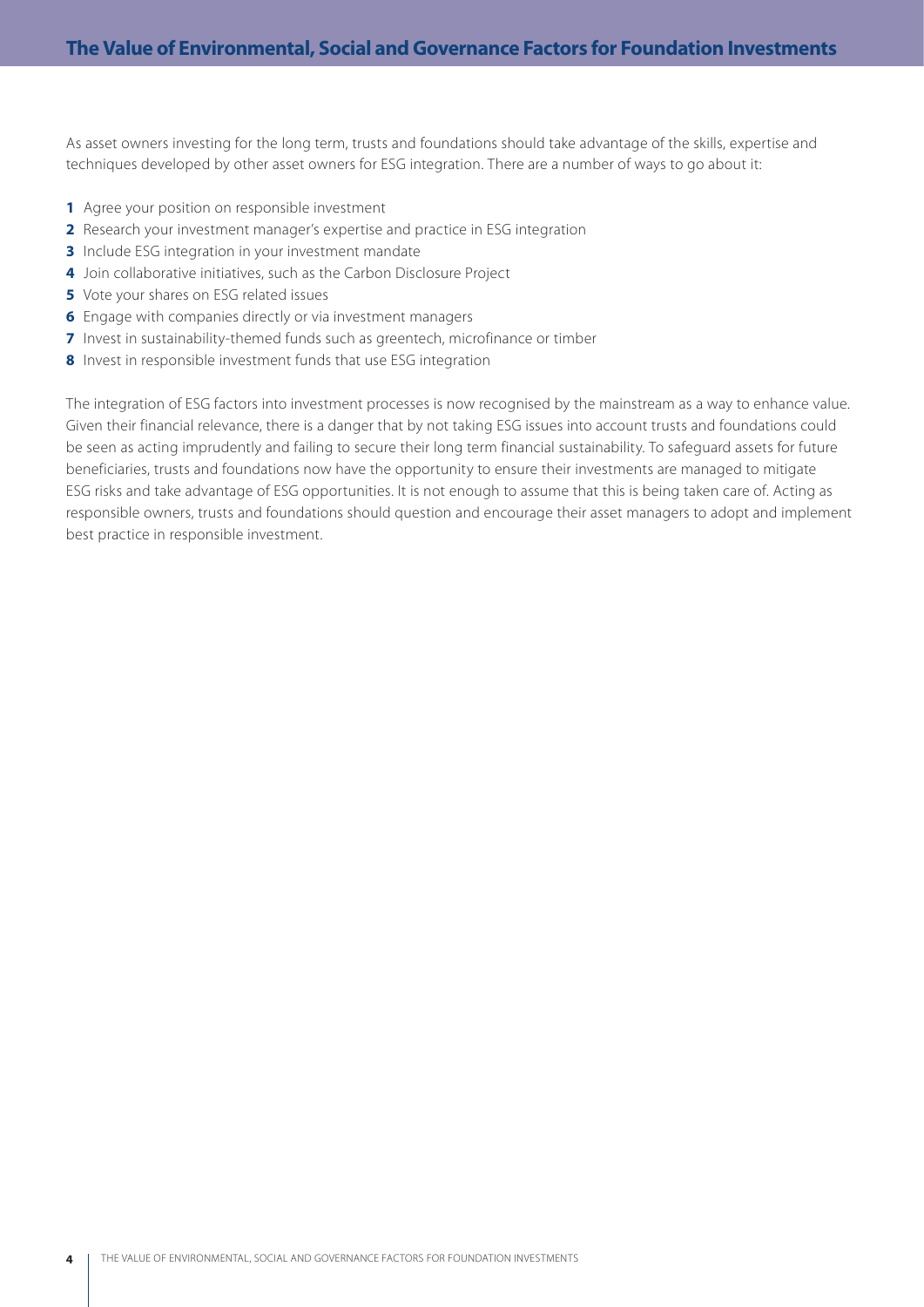As asset owners investing for the long term, trusts and foundations should take advantage of the skills, expertise and techniques developed by other asset owners for ESG integration. There are a number of ways to go about it:

1. Agree your position on responsible investment
2. Research your investment manager's expertise and practice in ESG integration
3. Include ESG integration in your investment mandate
4. Join collaborative initiatives, such as the Carbon Disclosure Project
5. Vote your shares on ESG related issues
6. Engage with companies directly or via investment managers
7. Invest in sustainability-themed funds such as greentech, microfinance or timber
8. Invest in responsible investment funds that use ESG integration

The integration of ESG factors into investment processes is now recognised by the mainstream as a way to enhance value. Given their financial relevance, there is a danger that by not taking ESG issues into account trusts and foundations could be seen as acting imprudently and failing to secure their long term financial sustainability. To safeguard assets for future beneficiaries, trusts and foundations now have the opportunity to ensure their investments are managed to mitigate ESG risks and take advantage of ESG opportunities. It is not enough to assume that this is being taken care of. Acting as responsible owners, trusts and foundations should question and encourage their asset managers to adopt and implement best practice in responsible investment.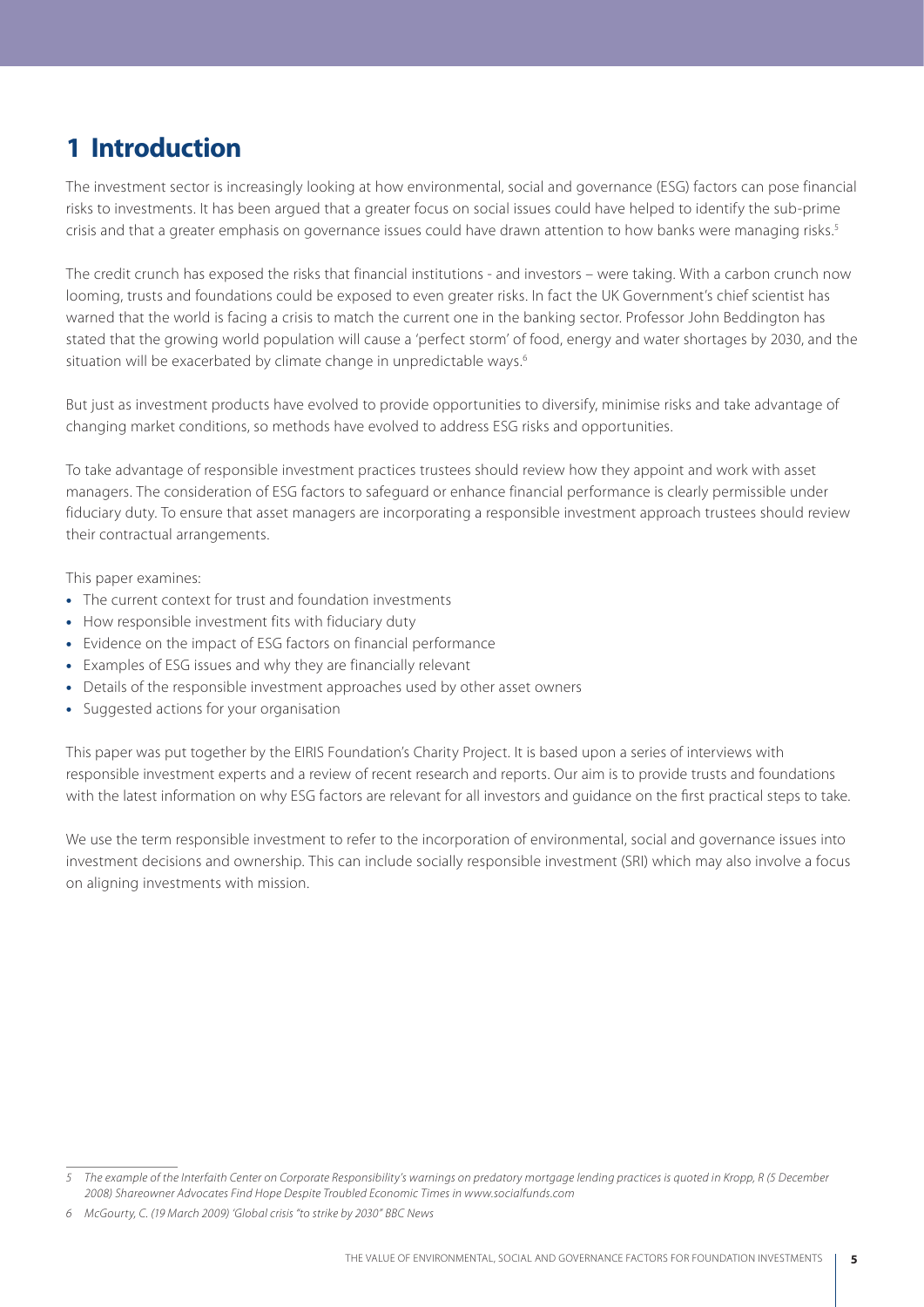# 1 Introduction

The investment sector is increasingly looking at how environmental, social and governance (ESG) factors can pose financial risks to investments. It has been argued that a greater focus on social issues could have helped to identify the sub-prime crisis and that a greater emphasis on governance issues could have drawn attention to how banks were managing risks.[5]

The credit crunch has exposed the risks that financial institutions - and investors – were taking. With a carbon crunch now looming, trusts and foundations could be exposed to even greater risks. In fact the UK Government's chief scientist has warned that the world is facing a crisis to match the current one in the banking sector. Professor John Beddington has stated that the growing world population will cause a 'perfect storm' of food, energy and water shortages by 2030, and the situation will be exacerbated by climate change in unpredictable ways.[6]

But just as investment products have evolved to provide opportunities to diversify, minimise risks and take advantage of changing market conditions, so methods have evolved to address ESG risks and opportunities.

To take advantage of responsible investment practices trustees should review how they appoint and work with asset managers. The consideration of ESG factors to safeguard or enhance financial performance is clearly permissible under fiduciary duty. To ensure that asset managers are incorporating a responsible investment approach trustees should review their contractual arrangements.

This paper examines:

- The current context for trust and foundation investments
- How responsible investment fits with fiduciary duty
- Evidence on the impact of ESG factors on financial performance
- Examples of ESG issues and why they are financially relevant
- Details of the responsible investment approaches used by other asset owners
- Suggested actions for your organisation

This paper was put together by the EIRIS Foundation's Charity Project. It is based upon a series of interviews with responsible investment experts and a review of recent research and reports. Our aim is to provide trusts and foundations with the latest information on why ESG factors are relevant for all investors and guidance on the first practical steps to take.

We use the term responsible investment to refer to the incorporation of environmental, social and governance issues into investment decisions and ownership. This can include socially responsible investment (SRI) which may also involve a focus on aligning investments with mission.

---

*5 The example of the Interfaith Center on Corporate Responsibility's warnings on predatory mortgage lending practices is quoted in Kropp, R (5 December 2008) Shareowner Advocates Find Hope Despite Troubled Economic Times in www.socialfunds.com*

*6 McGourty, C. (19 March 2009) 'Global crisis "to strike by 2030" BBC News*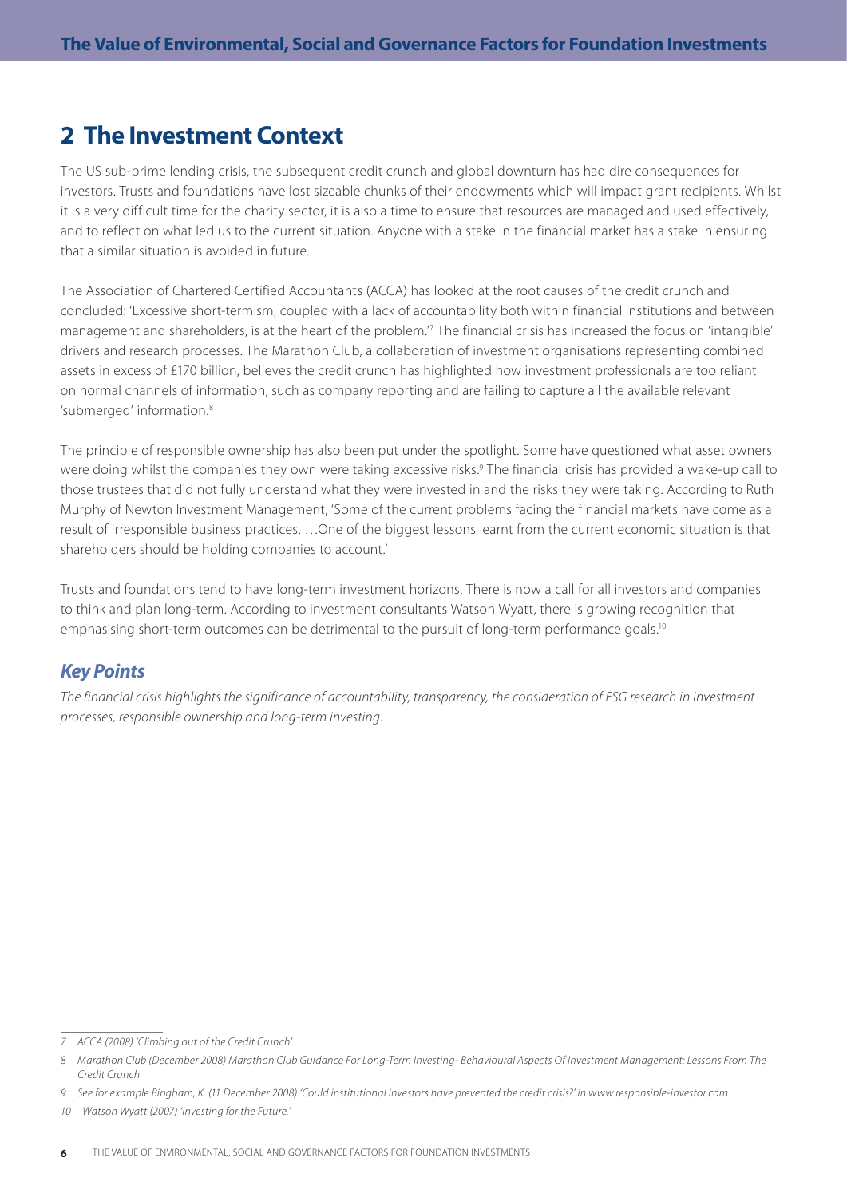## 2 The Investment Context

The US sub-prime lending crisis, the subsequent credit crunch and global downturn has had dire consequences for investors. Trusts and foundations have lost sizeable chunks of their endowments which will impact grant recipients. Whilst it is a very difficult time for the charity sector, it is also a time to ensure that resources are managed and used effectively, and to reflect on what led us to the current situation. Anyone with a stake in the financial market has a stake in ensuring that a similar situation is avoided in future.

The Association of Chartered Certified Accountants (ACCA) has looked at the root causes of the credit crunch and concluded: 'Excessive short-termism, coupled with a lack of accountability both within financial institutions and between management and shareholders, is at the heart of the problem.'[7] The financial crisis has increased the focus on 'intangible' drivers and research processes. The Marathon Club, a collaboration of investment organisations representing combined assets in excess of £170 billion, believes the credit crunch has highlighted how investment professionals are too reliant on normal channels of information, such as company reporting and are failing to capture all the available relevant 'submerged' information.[8]

The principle of responsible ownership has also been put under the spotlight. Some have questioned what asset owners were doing whilst the companies they own were taking excessive risks.[9] The financial crisis has provided a wake-up call to those trustees that did not fully understand what they were invested in and the risks they were taking. According to Ruth Murphy of Newton Investment Management, 'Some of the current problems facing the financial markets have come as a result of irresponsible business practices. …One of the biggest lessons learnt from the current economic situation is that shareholders should be holding companies to account.'

Trusts and foundations tend to have long-term investment horizons. There is now a call for all investors and companies to think and plan long-term. According to investment consultants Watson Wyatt, there is growing recognition that emphasising short-term outcomes can be detrimental to the pursuit of long-term performance goals.[10]

### *Key Points*

*The financial crisis highlights the significance of accountability, transparency, the consideration of ESG research in investment processes, responsible ownership and long-term investing.*

---

*7 ACCA (2008) 'Climbing out of the Credit Crunch'*

*8 Marathon Club (December 2008) Marathon Club Guidance For Long-Term Investing- Behavioural Aspects Of Investment Management: Lessons From The Credit Crunch*

*9 See for example Bingham, K. (11 December 2008) 'Could institutional investors have prevented the credit crisis?' in www.responsible-investor.com*

*10 Watson Wyatt (2007) 'Investing for the Future.'*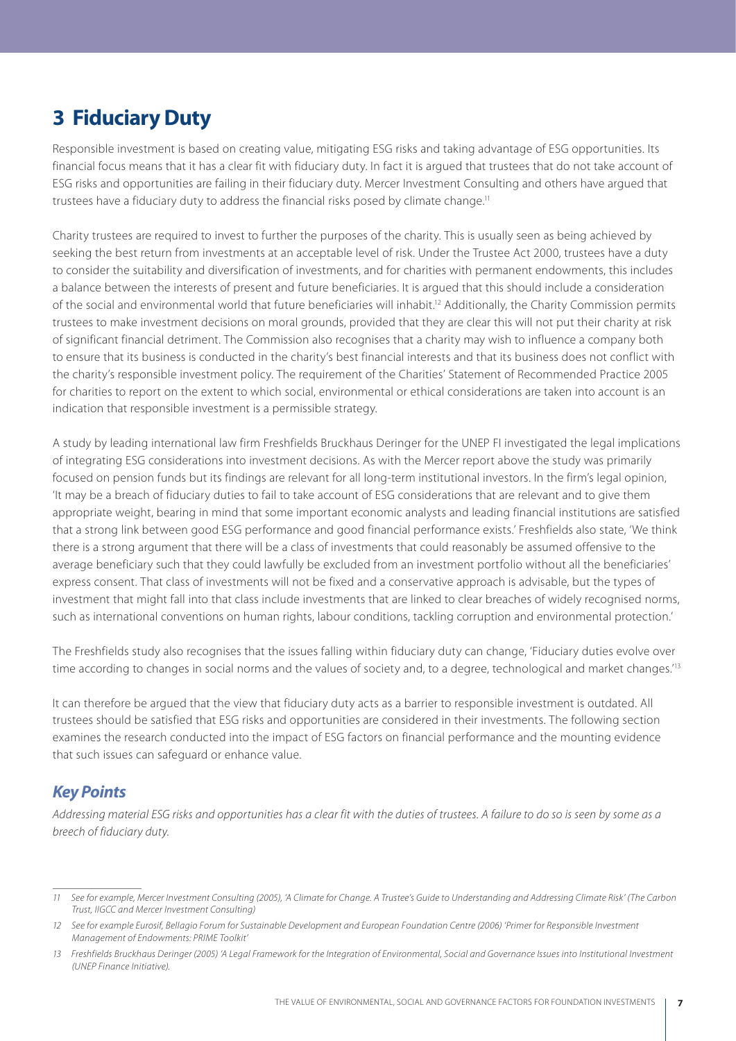# 3 Fiduciary Duty

Responsible investment is based on creating value, mitigating ESG risks and taking advantage of ESG opportunities. Its financial focus means that it has a clear fit with fiduciary duty. In fact it is argued that trustees that do not take account of ESG risks and opportunities are failing in their fiduciary duty. Mercer Investment Consulting and others have argued that trustees have a fiduciary duty to address the financial risks posed by climate change.[11]

Charity trustees are required to invest to further the purposes of the charity. This is usually seen as being achieved by seeking the best return from investments at an acceptable level of risk. Under the Trustee Act 2000, trustees have a duty to consider the suitability and diversification of investments, and for charities with permanent endowments, this includes a balance between the interests of present and future beneficiaries. It is argued that this should include a consideration of the social and environmental world that future beneficiaries will inhabit.[12] Additionally, the Charity Commission permits trustees to make investment decisions on moral grounds, provided that they are clear this will not put their charity at risk of significant financial detriment. The Commission also recognises that a charity may wish to influence a company both to ensure that its business is conducted in the charity's best financial interests and that its business does not conflict with the charity's responsible investment policy. The requirement of the Charities' Statement of Recommended Practice 2005 for charities to report on the extent to which social, environmental or ethical considerations are taken into account is an indication that responsible investment is a permissible strategy.

A study by leading international law firm Freshfields Bruckhaus Deringer for the UNEP FI investigated the legal implications of integrating ESG considerations into investment decisions. As with the Mercer report above the study was primarily focused on pension funds but its findings are relevant for all long-term institutional investors. In the firm's legal opinion, 'It may be a breach of fiduciary duties to fail to take account of ESG considerations that are relevant and to give them appropriate weight, bearing in mind that some important economic analysts and leading financial institutions are satisfied that a strong link between good ESG performance and good financial performance exists.' Freshfields also state, 'We think there is a strong argument that there will be a class of investments that could reasonably be assumed offensive to the average beneficiary such that they could lawfully be excluded from an investment portfolio without all the beneficiaries' express consent. That class of investments will not be fixed and a conservative approach is advisable, but the types of investment that might fall into that class include investments that are linked to clear breaches of widely recognised norms, such as international conventions on human rights, labour conditions, tackling corruption and environmental protection.'

The Freshfields study also recognises that the issues falling within fiduciary duty can change, 'Fiduciary duties evolve over time according to changes in social norms and the values of society and, to a degree, technological and market changes.'[13]

It can therefore be argued that the view that fiduciary duty acts as a barrier to responsible investment is outdated. All trustees should be satisfied that ESG risks and opportunities are considered in their investments. The following section examines the research conducted into the impact of ESG factors on financial performance and the mounting evidence that such issues can safeguard or enhance value.

## *Key Points*

*Addressing material ESG risks and opportunities has a clear fit with the duties of trustees. A failure to do so is seen by some as a breech of fiduciary duty.*

---

*11 See for example, Mercer Investment Consulting (2005), 'A Climate for Change. A Trustee's Guide to Understanding and Addressing Climate Risk' (The Carbon Trust, IIGCC and Mercer Investment Consulting)*

*12 See for example Eurosif, Bellagio Forum for Sustainable Development and European Foundation Centre (2006) 'Primer for Responsible Investment Management of Endowments: PRIME Toolkit'*

*13 Freshfields Bruckhaus Deringer (2005) 'A Legal Framework for the Integration of Environmental, Social and Governance Issues into Institutional Investment (UNEP Finance Initiative).*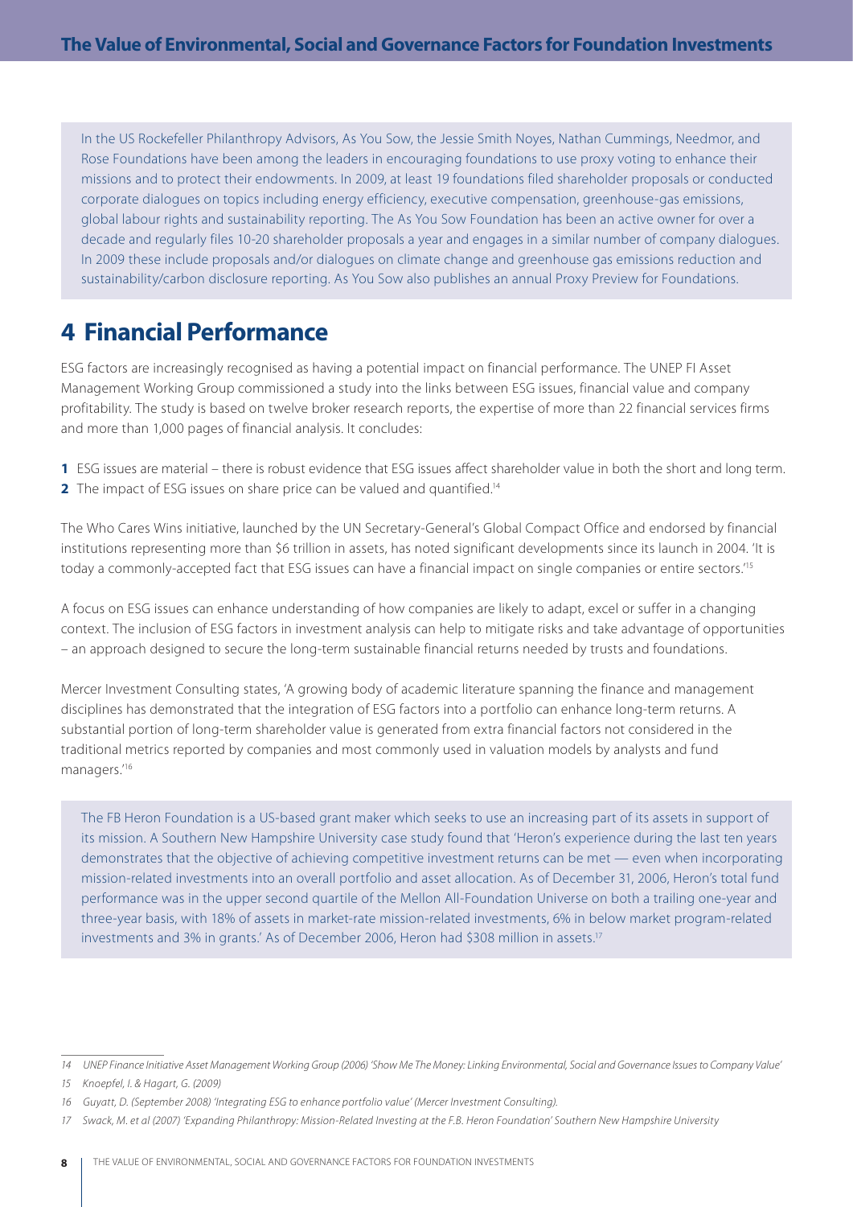In the US Rockefeller Philanthropy Advisors, As You Sow, the Jessie Smith Noyes, Nathan Cummings, Needmor, and Rose Foundations have been among the leaders in encouraging foundations to use proxy voting to enhance their missions and to protect their endowments. In 2009, at least 19 foundations filed shareholder proposals or conducted corporate dialogues on topics including energy efficiency, executive compensation, greenhouse-gas emissions, global labour rights and sustainability reporting. The As You Sow Foundation has been an active owner for over a decade and regularly files 10-20 shareholder proposals a year and engages in a similar number of company dialogues. In 2009 these include proposals and/or dialogues on climate change and greenhouse gas emissions reduction and sustainability/carbon disclosure reporting. As You Sow also publishes an annual Proxy Preview for Foundations.

## 4 Financial Performance

ESG factors are increasingly recognised as having a potential impact on financial performance. The UNEP FI Asset Management Working Group commissioned a study into the links between ESG issues, financial value and company profitability. The study is based on twelve broker research reports, the expertise of more than 22 financial services firms and more than 1,000 pages of financial analysis. It concludes:

**1** ESG issues are material – there is robust evidence that ESG issues affect shareholder value in both the short and long term.
**2** The impact of ESG issues on share price can be valued and quantified.[14]

The Who Cares Wins initiative, launched by the UN Secretary-General's Global Compact Office and endorsed by financial institutions representing more than $6 trillion in assets, has noted significant developments since its launch in 2004. 'It is today a commonly-accepted fact that ESG issues can have a financial impact on single companies or entire sectors.'[15]

A focus on ESG issues can enhance understanding of how companies are likely to adapt, excel or suffer in a changing context. The inclusion of ESG factors in investment analysis can help to mitigate risks and take advantage of opportunities – an approach designed to secure the long-term sustainable financial returns needed by trusts and foundations.

Mercer Investment Consulting states, 'A growing body of academic literature spanning the finance and management disciplines has demonstrated that the integration of ESG factors into a portfolio can enhance long-term returns. A substantial portion of long-term shareholder value is generated from extra financial factors not considered in the traditional metrics reported by companies and most commonly used in valuation models by analysts and fund managers.'[16]

The FB Heron Foundation is a US-based grant maker which seeks to use an increasing part of its assets in support of its mission. A Southern New Hampshire University case study found that 'Heron's experience during the last ten years demonstrates that the objective of achieving competitive investment returns can be met — even when incorporating mission-related investments into an overall portfolio and asset allocation. As of December 31, 2006, Heron's total fund performance was in the upper second quartile of the Mellon All-Foundation Universe on both a trailing one-year and three-year basis, with 18% of assets in market-rate mission-related investments, 6% in below market program-related investments and 3% in grants.' As of December 2006, Heron had $308 million in assets.[17]

---

*14 UNEP Finance Initiative Asset Management Working Group (2006) 'Show Me The Money: Linking Environmental, Social and Governance Issues to Company Value'*

*15 Knoepfel, I. & Hagart, G. (2009)*

*16 Guyatt, D. (September 2008) 'Integrating ESG to enhance portfolio value' (Mercer Investment Consulting).*

*17 Swack, M. et al (2007) 'Expanding Philanthropy: Mission-Related Investing at the F.B. Heron Foundation' Southern New Hampshire University*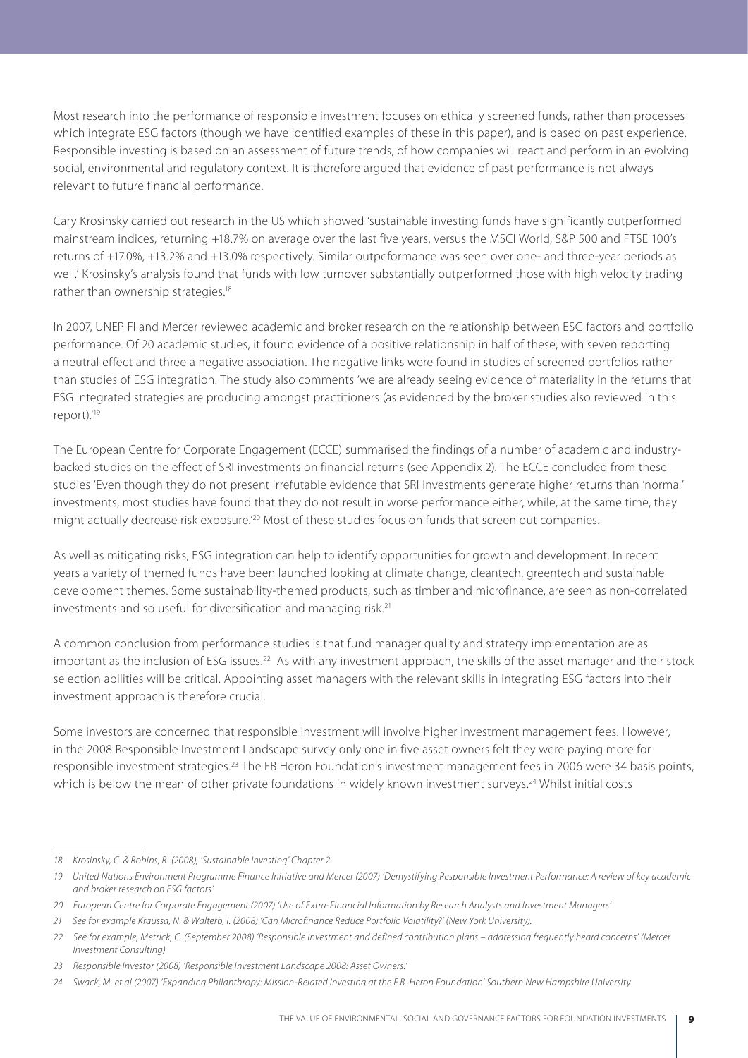Most research into the performance of responsible investment focuses on ethically screened funds, rather than processes which integrate ESG factors (though we have identified examples of these in this paper), and is based on past experience. Responsible investing is based on an assessment of future trends, of how companies will react and perform in an evolving social, environmental and regulatory context. It is therefore argued that evidence of past performance is not always relevant to future financial performance.

Cary Krosinsky carried out research in the US which showed 'sustainable investing funds have significantly outperformed mainstream indices, returning +18.7% on average over the last five years, versus the MSCI World, S&P 500 and FTSE 100's returns of +17.0%, +13.2% and +13.0% respectively. Similar outpeformance was seen over one- and three-year periods as well.' Krosinsky's analysis found that funds with low turnover substantially outperformed those with high velocity trading rather than ownership strategies.[18]

In 2007, UNEP FI and Mercer reviewed academic and broker research on the relationship between ESG factors and portfolio performance. Of 20 academic studies, it found evidence of a positive relationship in half of these, with seven reporting a neutral effect and three a negative association. The negative links were found in studies of screened portfolios rather than studies of ESG integration. The study also comments 'we are already seeing evidence of materiality in the returns that ESG integrated strategies are producing amongst practitioners (as evidenced by the broker studies also reviewed in this report).'[19]

The European Centre for Corporate Engagement (ECCE) summarised the findings of a number of academic and industry-backed studies on the effect of SRI investments on financial returns (see Appendix 2). The ECCE concluded from these studies 'Even though they do not present irrefutable evidence that SRI investments generate higher returns than 'normal' investments, most studies have found that they do not result in worse performance either, while, at the same time, they might actually decrease risk exposure.'[20] Most of these studies focus on funds that screen out companies.

As well as mitigating risks, ESG integration can help to identify opportunities for growth and development. In recent years a variety of themed funds have been launched looking at climate change, cleantech, greentech and sustainable development themes. Some sustainability-themed products, such as timber and microfinance, are seen as non-correlated investments and so useful for diversification and managing risk.[21]

A common conclusion from performance studies is that fund manager quality and strategy implementation are as important as the inclusion of ESG issues.[22] As with any investment approach, the skills of the asset manager and their stock selection abilities will be critical. Appointing asset managers with the relevant skills in integrating ESG factors into their investment approach is therefore crucial.

Some investors are concerned that responsible investment will involve higher investment management fees. However, in the 2008 Responsible Investment Landscape survey only one in five asset owners felt they were paying more for responsible investment strategies.[23] The FB Heron Foundation's investment management fees in 2006 were 34 basis points, which is below the mean of other private foundations in widely known investment surveys.[24] Whilst initial costs

---

*18 Krosinsky, C. & Robins, R. (2008), 'Sustainable Investing' Chapter 2.*

*19 United Nations Environment Programme Finance Initiative and Mercer (2007) 'Demystifying Responsible Investment Performance: A review of key academic and broker research on ESG factors'*

*20 European Centre for Corporate Engagement (2007) 'Use of Extra-Financial Information by Research Analysts and Investment Managers'*

*21 See for example Kraussa, N. & Walterb, I. (2008) 'Can Microfinance Reduce Portfolio Volatility?' (New York University).*

*22 See for example, Metrick, C. (September 2008) 'Responsible investment and defined contribution plans – addressing frequently heard concerns' (Mercer Investment Consulting)*

*23 Responsible Investor (2008) 'Responsible Investment Landscape 2008: Asset Owners.'*

*24 Swack, M. et al (2007) 'Expanding Philanthropy: Mission-Related Investing at the F.B. Heron Foundation' Southern New Hampshire University*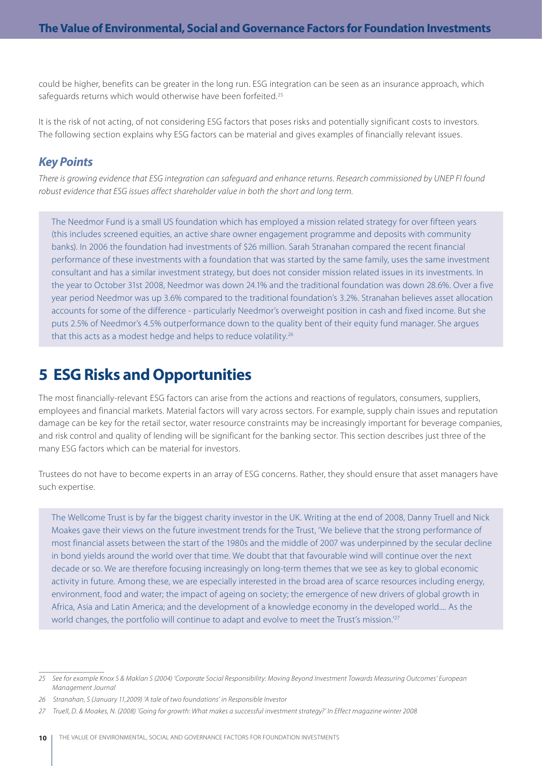could be higher, benefits can be greater in the long run. ESG integration can be seen as an insurance approach, which safeguards returns which would otherwise have been forfeited.[25]

It is the risk of not acting, of not considering ESG factors that poses risks and potentially significant costs to investors. The following section explains why ESG factors can be material and gives examples of financially relevant issues.

### *Key Points*

*There is growing evidence that ESG integration can safeguard and enhance returns. Research commissioned by UNEP FI found robust evidence that ESG issues affect shareholder value in both the short and long term.*

> The Needmor Fund is a small US foundation which has employed a mission related strategy for over fifteen years (this includes screened equities, an active share owner engagement programme and deposits with community banks). In 2006 the foundation had investments of $26 million. Sarah Stranahan compared the recent financial performance of these investments with a foundation that was started by the same family, uses the same investment consultant and has a similar investment strategy, but does not consider mission related issues in its investments. In the year to October 31st 2008, Needmor was down 24.1% and the traditional foundation was down 28.6%. Over a five year period Needmor was up 3.6% compared to the traditional foundation's 3.2%. Stranahan believes asset allocation accounts for some of the difference - particularly Needmor's overweight position in cash and fixed income. But she puts 2.5% of Needmor's 4.5% outperformance down to the quality bent of their equity fund manager. She argues that this acts as a modest hedge and helps to reduce volatility.[26]

## 5 ESG Risks and Opportunities

The most financially-relevant ESG factors can arise from the actions and reactions of regulators, consumers, suppliers, employees and financial markets. Material factors will vary across sectors. For example, supply chain issues and reputation damage can be key for the retail sector, water resource constraints may be increasingly important for beverage companies, and risk control and quality of lending will be significant for the banking sector. This section describes just three of the many ESG factors which can be material for investors.

Trustees do not have to become experts in an array of ESG concerns. Rather, they should ensure that asset managers have such expertise.

> The Wellcome Trust is by far the biggest charity investor in the UK. Writing at the end of 2008, Danny Truell and Nick Moakes gave their views on the future investment trends for the Trust, 'We believe that the strong performance of most financial assets between the start of the 1980s and the middle of 2007 was underpinned by the secular decline in bond yields around the world over that time. We doubt that that favourable wind will continue over the next decade or so. We are therefore focusing increasingly on long-term themes that we see as key to global economic activity in future. Among these, we are especially interested in the broad area of scarce resources including energy, environment, food and water; the impact of ageing on society; the emergence of new drivers of global growth in Africa, Asia and Latin America; and the development of a knowledge economy in the developed world.... As the world changes, the portfolio will continue to adapt and evolve to meet the Trust's mission.'[27]

---

*25 See for example Knox S & Maklan S (2004) 'Corporate Social Responsibility: Moving Beyond Investment Towards Measuring Outcomes' European Management Journal*

*26 Stranahan, S (January 11,2009) 'A tale of two foundations' in Responsible Investor*

*27 Truell, D. & Moakes, N. (2008) 'Going for growth: What makes a successful investment strategy?' In Effect magazine winter 2008*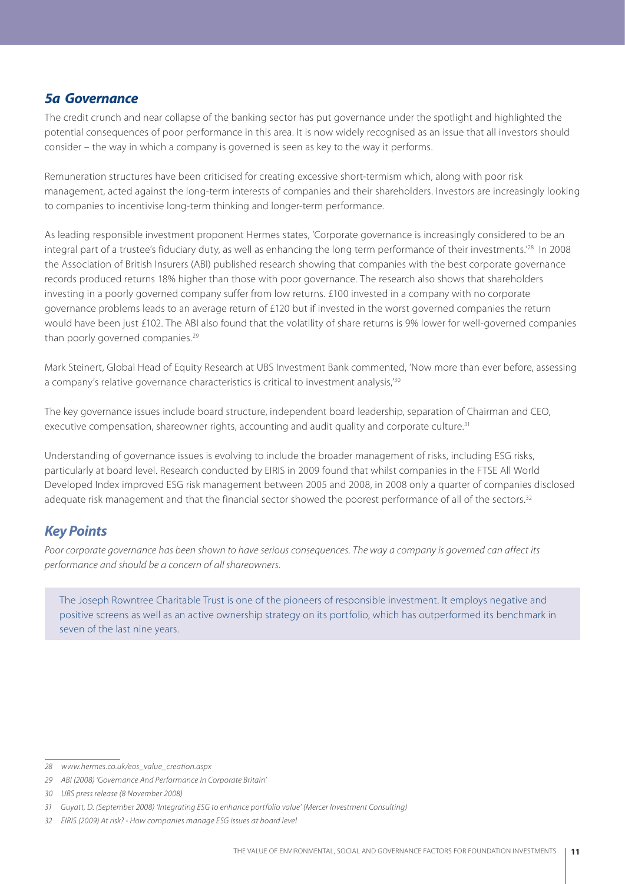## *5a Governance*

The credit crunch and near collapse of the banking sector has put governance under the spotlight and highlighted the potential consequences of poor performance in this area. It is now widely recognised as an issue that all investors should consider – the way in which a company is governed is seen as key to the way it performs.

Remuneration structures have been criticised for creating excessive short-termism which, along with poor risk management, acted against the long-term interests of companies and their shareholders. Investors are increasingly looking to companies to incentivise long-term thinking and longer-term performance.

As leading responsible investment proponent Hermes states, 'Corporate governance is increasingly considered to be an integral part of a trustee's fiduciary duty, as well as enhancing the long term performance of their investments.'[28] In 2008 the Association of British Insurers (ABI) published research showing that companies with the best corporate governance records produced returns 18% higher than those with poor governance. The research also shows that shareholders investing in a poorly governed company suffer from low returns. £100 invested in a company with no corporate governance problems leads to an average return of £120 but if invested in the worst governed companies the return would have been just £102. The ABI also found that the volatility of share returns is 9% lower for well-governed companies than poorly governed companies.[29]

Mark Steinert, Global Head of Equity Research at UBS Investment Bank commented, 'Now more than ever before, assessing a company's relative governance characteristics is critical to investment analysis,'[30]

The key governance issues include board structure, independent board leadership, separation of Chairman and CEO, executive compensation, shareowner rights, accounting and audit quality and corporate culture.[31]

Understanding of governance issues is evolving to include the broader management of risks, including ESG risks, particularly at board level. Research conducted by EIRIS in 2009 found that whilst companies in the FTSE All World Developed Index improved ESG risk management between 2005 and 2008, in 2008 only a quarter of companies disclosed adequate risk management and that the financial sector showed the poorest performance of all of the sectors.[32]

## *Key Points*

*Poor corporate governance has been shown to have serious consequences. The way a company is governed can affect its performance and should be a concern of all shareowners.*

> The Joseph Rowntree Charitable Trust is one of the pioneers of responsible investment. It employs negative and positive screens as well as an active ownership strategy on its portfolio, which has outperformed its benchmark in seven of the last nine years.

---

*28 www.hermes.co.uk/eos_value_creation.aspx*

*29 ABI (2008) 'Governance And Performance In Corporate Britain'*

*30 UBS press release (8 November 2008)*

*31 Guyatt, D. (September 2008) 'Integrating ESG to enhance portfolio value' (Mercer Investment Consulting)*

*32 EIRIS (2009) At risk? - How companies manage ESG issues at board level*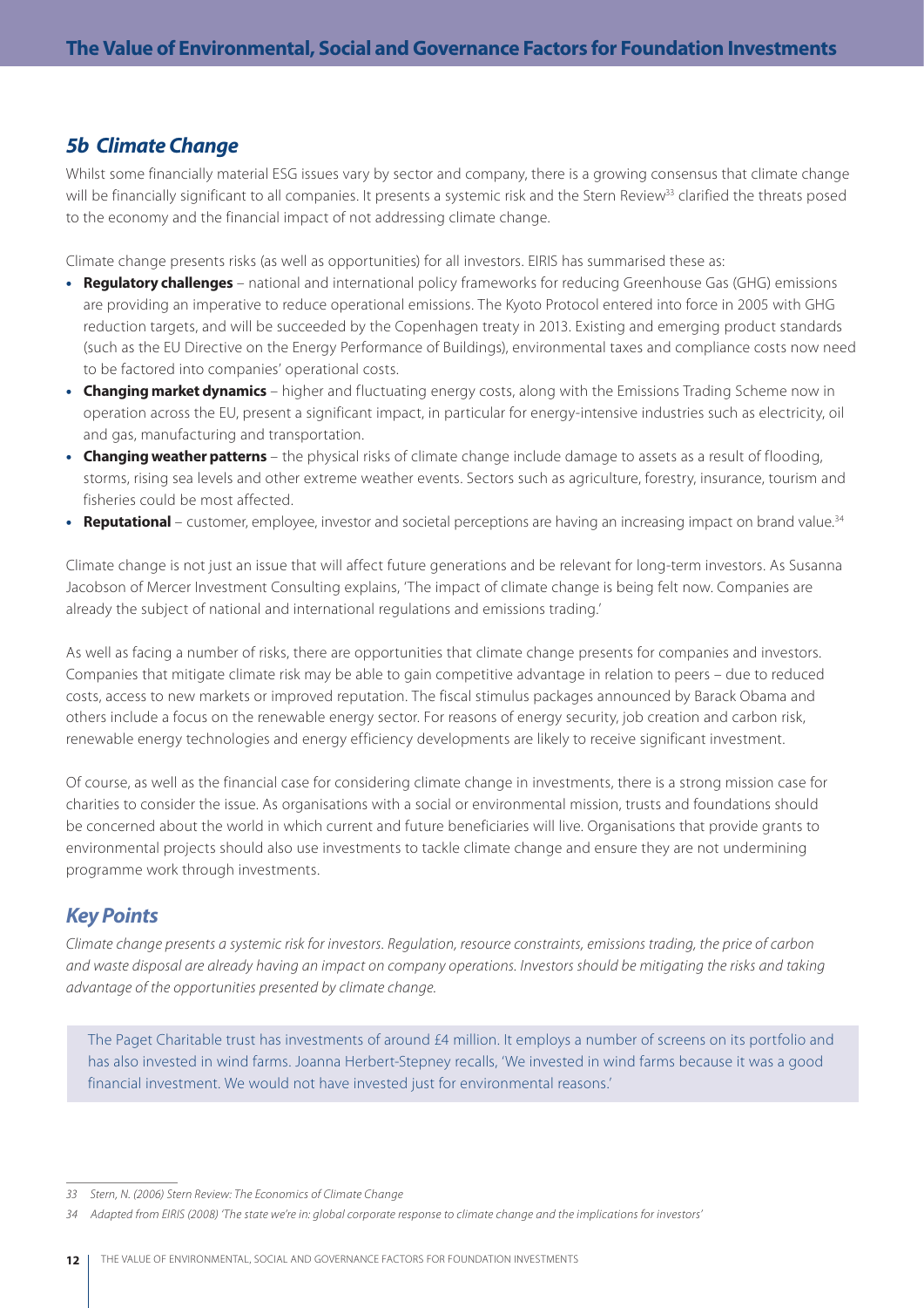## *5b Climate Change*

Whilst some financially material ESG issues vary by sector and company, there is a growing consensus that climate change will be financially significant to all companies. It presents a systemic risk and the Stern Review[33] clarified the threats posed to the economy and the financial impact of not addressing climate change.

Climate change presents risks (as well as opportunities) for all investors. EIRIS has summarised these as:

- **Regulatory challenges** – national and international policy frameworks for reducing Greenhouse Gas (GHG) emissions are providing an imperative to reduce operational emissions. The Kyoto Protocol entered into force in 2005 with GHG reduction targets, and will be succeeded by the Copenhagen treaty in 2013. Existing and emerging product standards (such as the EU Directive on the Energy Performance of Buildings), environmental taxes and compliance costs now need to be factored into companies' operational costs.
- **Changing market dynamics** – higher and fluctuating energy costs, along with the Emissions Trading Scheme now in operation across the EU, present a significant impact, in particular for energy-intensive industries such as electricity, oil and gas, manufacturing and transportation.
- **Changing weather patterns** – the physical risks of climate change include damage to assets as a result of flooding, storms, rising sea levels and other extreme weather events. Sectors such as agriculture, forestry, insurance, tourism and fisheries could be most affected.
- **Reputational** – customer, employee, investor and societal perceptions are having an increasing impact on brand value.[34]

Climate change is not just an issue that will affect future generations and be relevant for long-term investors. As Susanna Jacobson of Mercer Investment Consulting explains, 'The impact of climate change is being felt now. Companies are already the subject of national and international regulations and emissions trading.'

As well as facing a number of risks, there are opportunities that climate change presents for companies and investors. Companies that mitigate climate risk may be able to gain competitive advantage in relation to peers – due to reduced costs, access to new markets or improved reputation. The fiscal stimulus packages announced by Barack Obama and others include a focus on the renewable energy sector. For reasons of energy security, job creation and carbon risk, renewable energy technologies and energy efficiency developments are likely to receive significant investment.

Of course, as well as the financial case for considering climate change in investments, there is a strong mission case for charities to consider the issue. As organisations with a social or environmental mission, trusts and foundations should be concerned about the world in which current and future beneficiaries will live. Organisations that provide grants to environmental projects should also use investments to tackle climate change and ensure they are not undermining programme work through investments.

## *Key Points*

*Climate change presents a systemic risk for investors. Regulation, resource constraints, emissions trading, the price of carbon and waste disposal are already having an impact on company operations. Investors should be mitigating the risks and taking advantage of the opportunities presented by climate change.*

> The Paget Charitable trust has investments of around £4 million. It employs a number of screens on its portfolio and has also invested in wind farms. Joanna Herbert-Stepney recalls, 'We invested in wind farms because it was a good financial investment. We would not have invested just for environmental reasons.'

---

33 *Stern, N. (2006) Stern Review: The Economics of Climate Change*

34 *Adapted from EIRIS (2008) 'The state we're in: global corporate response to climate change and the implications for investors'*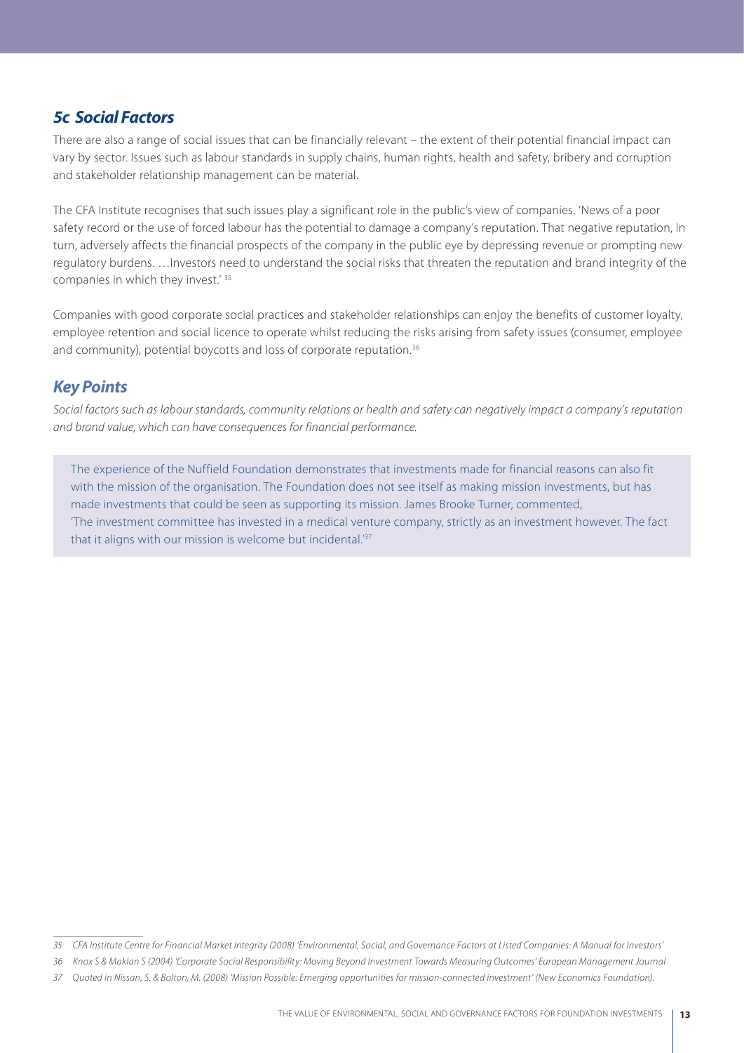## *5c Social Factors*

There are also a range of social issues that can be financially relevant – the extent of their potential financial impact can vary by sector. Issues such as labour standards in supply chains, human rights, health and safety, bribery and corruption and stakeholder relationship management can be material.

The CFA Institute recognises that such issues play a significant role in the public's view of companies. 'News of a poor safety record or the use of forced labour has the potential to damage a company's reputation. That negative reputation, in turn, adversely affects the financial prospects of the company in the public eye by depressing revenue or prompting new regulatory burdens. …Investors need to understand the social risks that threaten the reputation and brand integrity of the companies in which they invest.' [35]

Companies with good corporate social practices and stakeholder relationships can enjoy the benefits of customer loyalty, employee retention and social licence to operate whilst reducing the risks arising from safety issues (consumer, employee and community), potential boycotts and loss of corporate reputation.[36]

## *Key Points*

*Social factors such as labour standards, community relations or health and safety can negatively impact a company's reputation and brand value, which can have consequences for financial performance.*

> The experience of the Nuffield Foundation demonstrates that investments made for financial reasons can also fit with the mission of the organisation. The Foundation does not see itself as making mission investments, but has made investments that could be seen as supporting its mission. James Brooke Turner, commented, 'The investment committee has invested in a medical venture company, strictly as an investment however. The fact that it aligns with our mission is welcome but incidental.'[37]

---

*35 CFA Institute Centre for Financial Market Integrity (2008) 'Environmental, Social, and Governance Factors at Listed Companies: A Manual for Investors'*

*36 Knox S & Maklan S (2004) 'Corporate Social Responsibility: Moving Beyond Investment Towards Measuring Outcomes' European Management Journal*

*37 Quoted in Nissan, S. & Bolton, M. (2008) 'Mission Possible: Emerging opportunities for mission-connected investment' (New Economics Foundation).*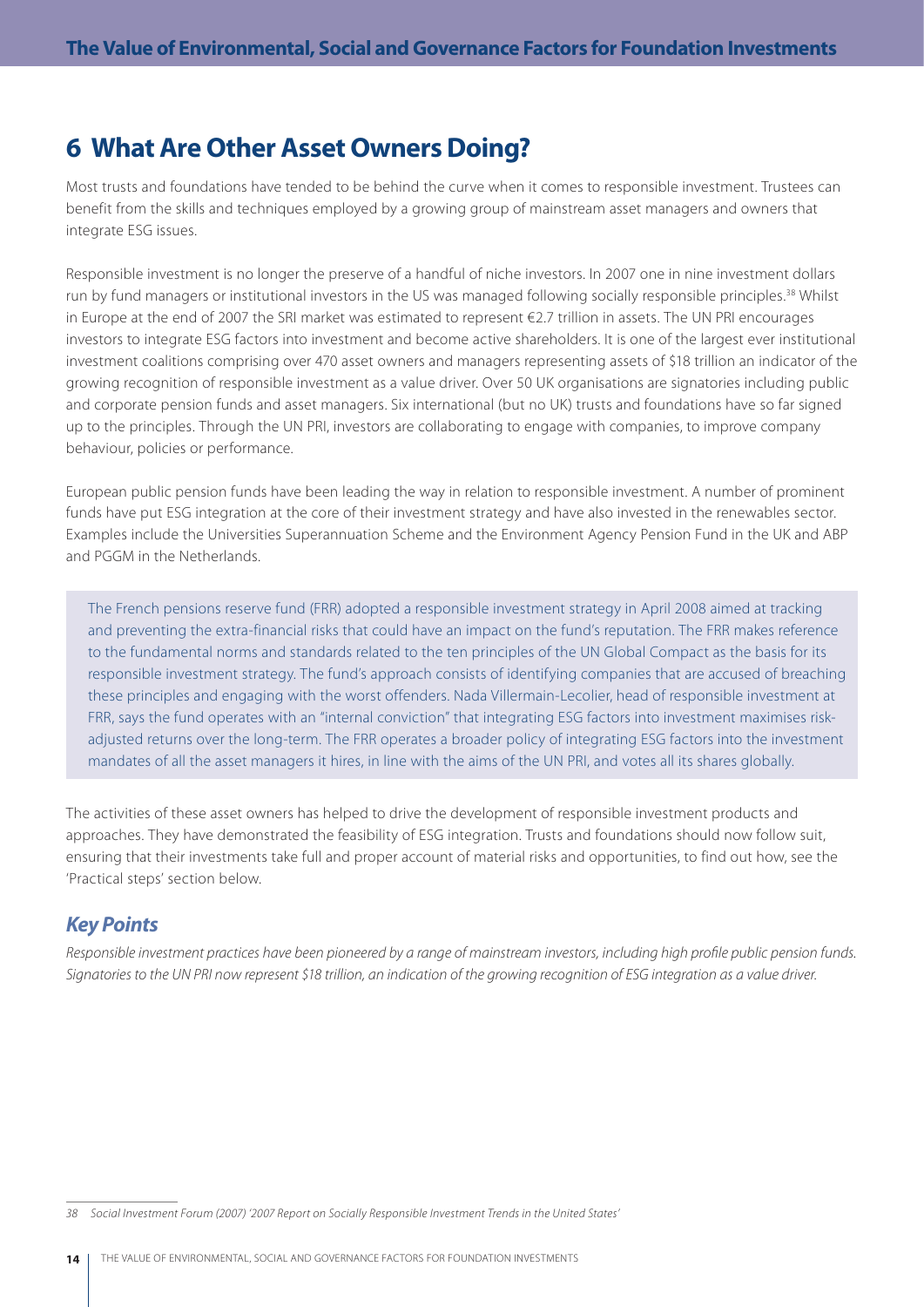# 6 What Are Other Asset Owners Doing?

Most trusts and foundations have tended to be behind the curve when it comes to responsible investment. Trustees can benefit from the skills and techniques employed by a growing group of mainstream asset managers and owners that integrate ESG issues.

Responsible investment is no longer the preserve of a handful of niche investors. In 2007 one in nine investment dollars run by fund managers or institutional investors in the US was managed following socially responsible principles.[38] Whilst in Europe at the end of 2007 the SRI market was estimated to represent €2.7 trillion in assets. The UN PRI encourages investors to integrate ESG factors into investment and become active shareholders. It is one of the largest ever institutional investment coalitions comprising over 470 asset owners and managers representing assets of $18 trillion an indicator of the growing recognition of responsible investment as a value driver. Over 50 UK organisations are signatories including public and corporate pension funds and asset managers. Six international (but no UK) trusts and foundations have so far signed up to the principles. Through the UN PRI, investors are collaborating to engage with companies, to improve company behaviour, policies or performance.

European public pension funds have been leading the way in relation to responsible investment. A number of prominent funds have put ESG integration at the core of their investment strategy and have also invested in the renewables sector. Examples include the Universities Superannuation Scheme and the Environment Agency Pension Fund in the UK and ABP and PGGM in the Netherlands.

> The French pensions reserve fund (FRR) adopted a responsible investment strategy in April 2008 aimed at tracking and preventing the extra-financial risks that could have an impact on the fund's reputation. The FRR makes reference to the fundamental norms and standards related to the ten principles of the UN Global Compact as the basis for its responsible investment strategy. The fund's approach consists of identifying companies that are accused of breaching these principles and engaging with the worst offenders. Nada Villermain-Lecolier, head of responsible investment at FRR, says the fund operates with an "internal conviction" that integrating ESG factors into investment maximises risk-adjusted returns over the long-term. The FRR operates a broader policy of integrating ESG factors into the investment mandates of all the asset managers it hires, in line with the aims of the UN PRI, and votes all its shares globally.

The activities of these asset owners has helped to drive the development of responsible investment products and approaches. They have demonstrated the feasibility of ESG integration. Trusts and foundations should now follow suit, ensuring that their investments take full and proper account of material risks and opportunities, to find out how, see the 'Practical steps' section below.

## *Key Points*

*Responsible investment practices have been pioneered by a range of mainstream investors, including high profile public pension funds. Signatories to the UN PRI now represent $18 trillion, an indication of the growing recognition of ESG integration as a value driver.*

---

*38 Social Investment Forum (2007) '2007 Report on Socially Responsible Investment Trends in the United States'*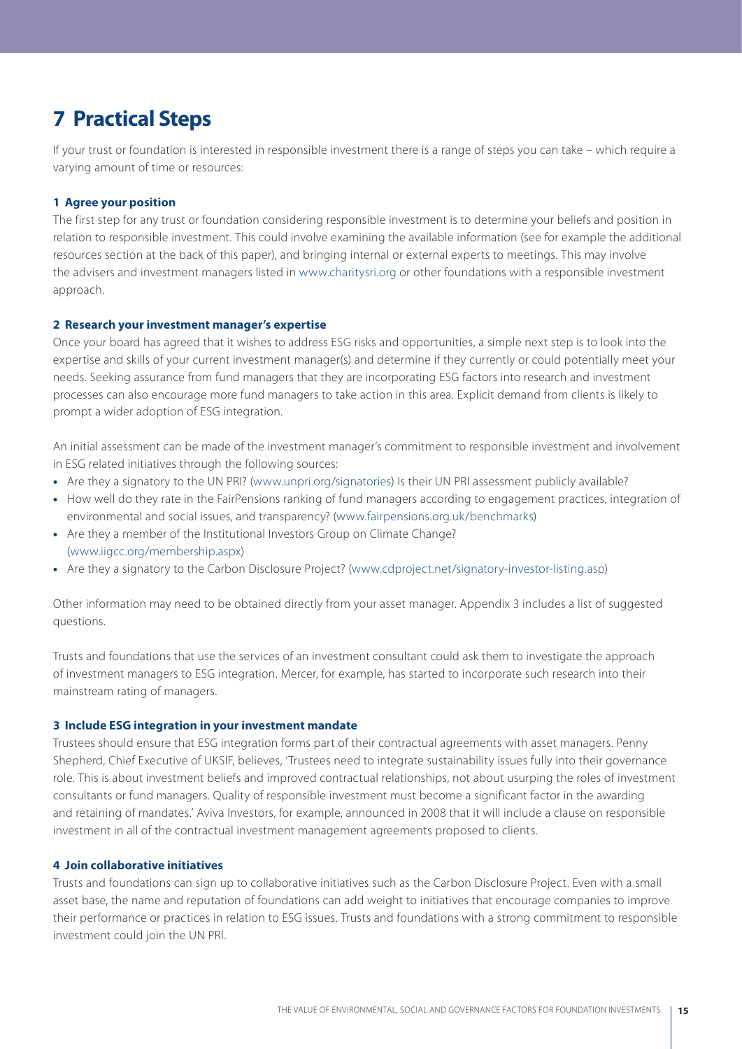# 7 Practical Steps

If your trust or foundation is interested in responsible investment there is a range of steps you can take – which require a varying amount of time or resources:

**1 Agree your position**

The first step for any trust or foundation considering responsible investment is to determine your beliefs and position in relation to responsible investment. This could involve examining the available information (see for example the additional resources section at the back of this paper), and bringing internal or external experts to meetings. This may involve the advisers and investment managers listed in www.charitysri.org or other foundations with a responsible investment approach.

**2 Research your investment manager's expertise**

Once your board has agreed that it wishes to address ESG risks and opportunities, a simple next step is to look into the expertise and skills of your current investment manager(s) and determine if they currently or could potentially meet your needs. Seeking assurance from fund managers that they are incorporating ESG factors into research and investment processes can also encourage more fund managers to take action in this area. Explicit demand from clients is likely to prompt a wider adoption of ESG integration.

An initial assessment can be made of the investment manager's commitment to responsible investment and involvement in ESG related initiatives through the following sources:

- Are they a signatory to the UN PRI? (www.unpri.org/signatories) Is their UN PRI assessment publicly available?
- How well do they rate in the FairPensions ranking of fund managers according to engagement practices, integration of environmental and social issues, and transparency? (www.fairpensions.org.uk/benchmarks)
- Are they a member of the Institutional Investors Group on Climate Change? (www.iigcc.org/membership.aspx)
- Are they a signatory to the Carbon Disclosure Project? (www.cdproject.net/signatory-investor-listing.asp)

Other information may need to be obtained directly from your asset manager. Appendix 3 includes a list of suggested questions.

Trusts and foundations that use the services of an investment consultant could ask them to investigate the approach of investment managers to ESG integration. Mercer, for example, has started to incorporate such research into their mainstream rating of managers.

**3 Include ESG integration in your investment mandate**

Trustees should ensure that ESG integration forms part of their contractual agreements with asset managers. Penny Shepherd, Chief Executive of UKSIF, believes, 'Trustees need to integrate sustainability issues fully into their governance role. This is about investment beliefs and improved contractual relationships, not about usurping the roles of investment consultants or fund managers. Quality of responsible investment must become a significant factor in the awarding and retaining of mandates.' Aviva Investors, for example, announced in 2008 that it will include a clause on responsible investment in all of the contractual investment management agreements proposed to clients.

**4 Join collaborative initiatives**

Trusts and foundations can sign up to collaborative initiatives such as the Carbon Disclosure Project. Even with a small asset base, the name and reputation of foundations can add weight to initiatives that encourage companies to improve their performance or practices in relation to ESG issues. Trusts and foundations with a strong commitment to responsible investment could join the UN PRI.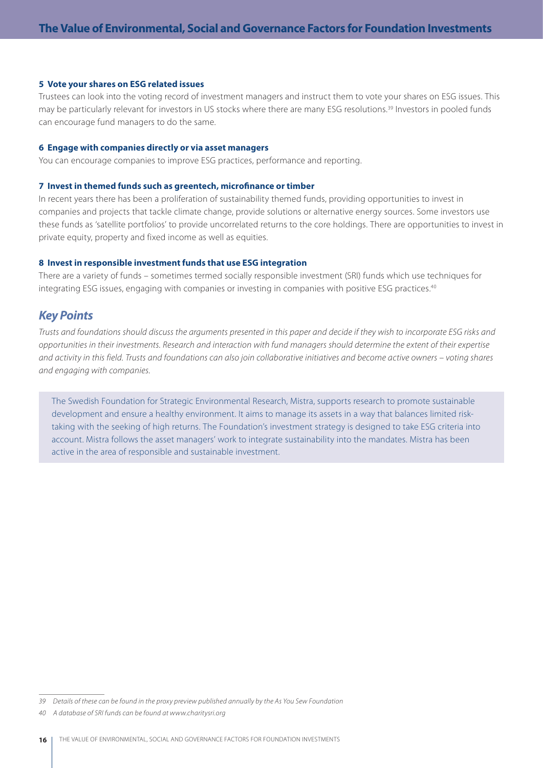**5 Vote your shares on ESG related issues**

Trustees can look into the voting record of investment managers and instruct them to vote your shares on ESG issues. This may be particularly relevant for investors in US stocks where there are many ESG resolutions.[39] Investors in pooled funds can encourage fund managers to do the same.

**6 Engage with companies directly or via asset managers**

You can encourage companies to improve ESG practices, performance and reporting.

**7 Invest in themed funds such as greentech, microfinance or timber**

In recent years there has been a proliferation of sustainability themed funds, providing opportunities to invest in companies and projects that tackle climate change, provide solutions or alternative energy sources. Some investors use these funds as 'satellite portfolios' to provide uncorrelated returns to the core holdings. There are opportunities to invest in private equity, property and fixed income as well as equities.

**8 Invest in responsible investment funds that use ESG integration**

There are a variety of funds – sometimes termed socially responsible investment (SRI) funds which use techniques for integrating ESG issues, engaging with companies or investing in companies with positive ESG practices.[40]

## *Key Points*

*Trusts and foundations should discuss the arguments presented in this paper and decide if they wish to incorporate ESG risks and opportunities in their investments. Research and interaction with fund managers should determine the extent of their expertise and activity in this field. Trusts and foundations can also join collaborative initiatives and become active owners – voting shares and engaging with companies.*

> The Swedish Foundation for Strategic Environmental Research, Mistra, supports research to promote sustainable development and ensure a healthy environment. It aims to manage its assets in a way that balances limited risk-taking with the seeking of high returns. The Foundation's investment strategy is designed to take ESG criteria into account. Mistra follows the asset managers' work to integrate sustainability into the mandates. Mistra has been active in the area of responsible and sustainable investment.

*39 Details of these can be found in the proxy preview published annually by the As You Sew Foundation*

*40 A database of SRI funds can be found at www.charitysri.org*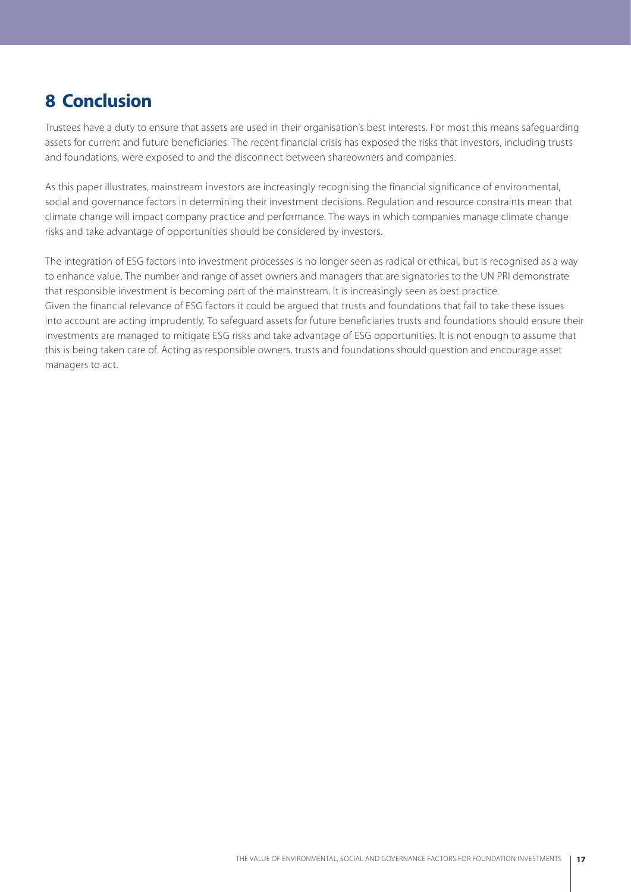# 8 Conclusion

Trustees have a duty to ensure that assets are used in their organisation's best interests. For most this means safeguarding assets for current and future beneficiaries. The recent financial crisis has exposed the risks that investors, including trusts and foundations, were exposed to and the disconnect between shareowners and companies.

As this paper illustrates, mainstream investors are increasingly recognising the financial significance of environmental, social and governance factors in determining their investment decisions. Regulation and resource constraints mean that climate change will impact company practice and performance. The ways in which companies manage climate change risks and take advantage of opportunities should be considered by investors.

The integration of ESG factors into investment processes is no longer seen as radical or ethical, but is recognised as a way to enhance value. The number and range of asset owners and managers that are signatories to the UN PRI demonstrate that responsible investment is becoming part of the mainstream. It is increasingly seen as best practice.
Given the financial relevance of ESG factors it could be argued that trusts and foundations that fail to take these issues into account are acting imprudently. To safeguard assets for future beneficiaries trusts and foundations should ensure their investments are managed to mitigate ESG risks and take advantage of ESG opportunities. It is not enough to assume that this is being taken care of. Acting as responsible owners, trusts and foundations should question and encourage asset managers to act.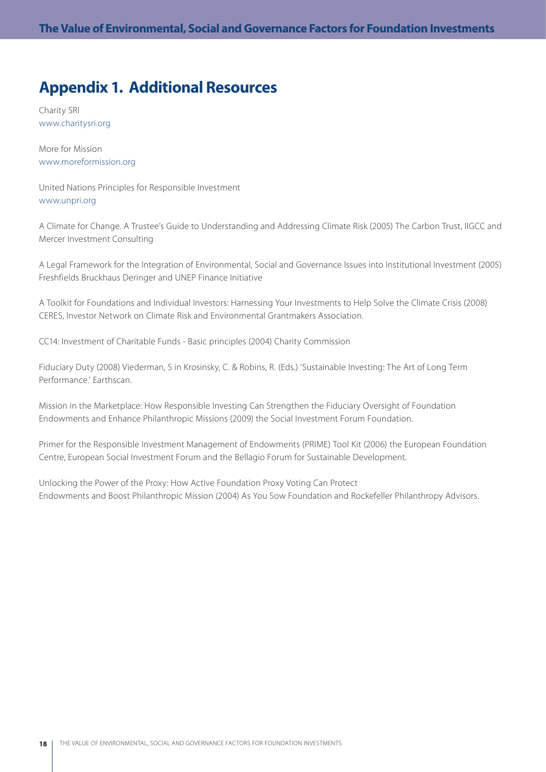# Appendix 1. Additional Resources

Charity SRI
www.charitysri.org

More for Mission
www.moreformission.org

United Nations Principles for Responsible Investment
www.unpri.org

A Climate for Change. A Trustee's Guide to Understanding and Addressing Climate Risk (2005) The Carbon Trust, IIGCC and Mercer Investment Consulting

A Legal Framework for the Integration of Environmental, Social and Governance Issues into Institutional Investment (2005) Freshfields Bruckhaus Deringer and UNEP Finance Initiative

A Toolkit for Foundations and Individual Investors: Harnessing Your Investments to Help Solve the Climate Crisis (2008) CERES, Investor Network on Climate Risk and Environmental Grantmakers Association.

CC14: Investment of Charitable Funds - Basic principles (2004) Charity Commission

Fiduciary Duty (2008) Viederman, S in Krosinsky, C. & Robins, R. (Eds.) 'Sustainable Investing: The Art of Long Term Performance.' Earthscan.

Mission in the Marketplace: How Responsible Investing Can Strengthen the Fiduciary Oversight of Foundation Endowments and Enhance Philanthropic Missions (2009) the Social Investment Forum Foundation.

Primer for the Responsible Investment Management of Endowments (PRIME) Tool Kit (2006) the European Foundation Centre, European Social Investment Forum and the Bellagio Forum for Sustainable Development.

Unlocking the Power of the Proxy: How Active Foundation Proxy Voting Can Protect Endowments and Boost Philanthropic Mission (2004) As You Sow Foundation and Rockefeller Philanthropy Advisors.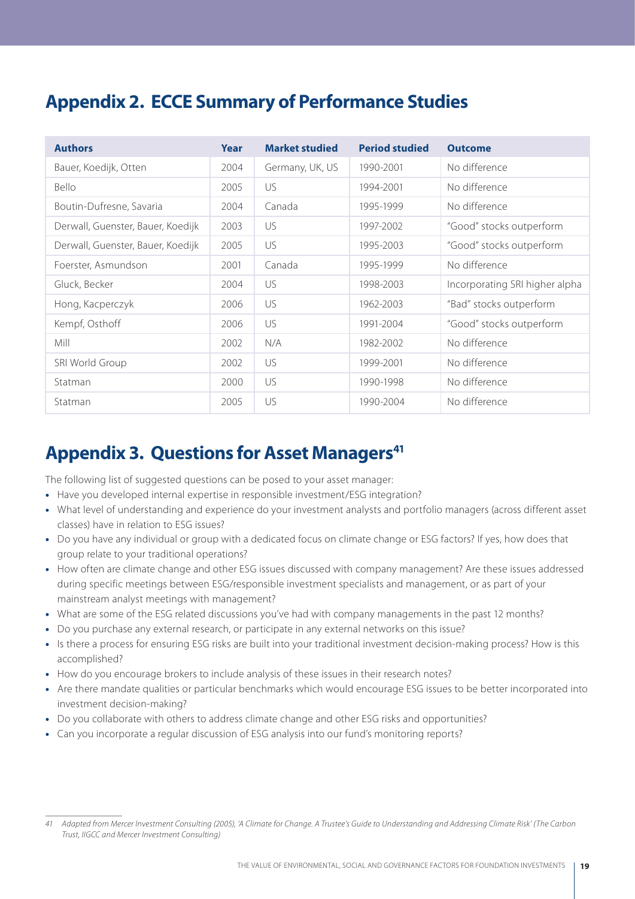## Appendix 2. ECCE Summary of Performance Studies

| Authors | Year | Market studied | Period studied | Outcome |
|---|---|---|---|---|
| Bauer, Koedijk, Otten | 2004 | Germany, UK, US | 1990-2001 | No difference |
| Bello | 2005 | US | 1994-2001 | No difference |
| Boutin-Dufresne, Savaria | 2004 | Canada | 1995-1999 | No difference |
| Derwall, Guenster, Bauer, Koedijk | 2003 | US | 1997-2002 | "Good" stocks outperform |
| Derwall, Guenster, Bauer, Koedijk | 2005 | US | 1995-2003 | "Good" stocks outperform |
| Foerster, Asmundson | 2001 | Canada | 1995-1999 | No difference |
| Gluck, Becker | 2004 | US | 1998-2003 | Incorporating SRI higher alpha |
| Hong, Kacperczyk | 2006 | US | 1962-2003 | "Bad" stocks outperform |
| Kempf, Osthoff | 2006 | US | 1991-2004 | "Good" stocks outperform |
| Mill | 2002 | N/A | 1982-2002 | No difference |
| SRI World Group | 2002 | US | 1999-2001 | No difference |
| Statman | 2000 | US | 1990-1998 | No difference |
| Statman | 2005 | US | 1990-2004 | No difference |

## Appendix 3. Questions for Asset Managers[41]

The following list of suggested questions can be posed to your asset manager:

- Have you developed internal expertise in responsible investment/ESG integration?
- What level of understanding and experience do your investment analysts and portfolio managers (across different asset classes) have in relation to ESG issues?
- Do you have any individual or group with a dedicated focus on climate change or ESG factors? If yes, how does that group relate to your traditional operations?
- How often are climate change and other ESG issues discussed with company management? Are these issues addressed during specific meetings between ESG/responsible investment specialists and management, or as part of your mainstream analyst meetings with management?
- What are some of the ESG related discussions you've had with company managements in the past 12 months?
- Do you purchase any external research, or participate in any external networks on this issue?
- Is there a process for ensuring ESG risks are built into your traditional investment decision-making process? How is this accomplished?
- How do you encourage brokers to include analysis of these issues in their research notes?
- Are there mandate qualities or particular benchmarks which would encourage ESG issues to be better incorporated into investment decision-making?
- Do you collaborate with others to address climate change and other ESG risks and opportunities?
- Can you incorporate a regular discussion of ESG analysis into our fund's monitoring reports?

---

*41 Adapted from Mercer Investment Consulting (2005), 'A Climate for Change. A Trustee's Guide to Understanding and Addressing Climate Risk' (The Carbon Trust, IIGCC and Mercer Investment Consulting)*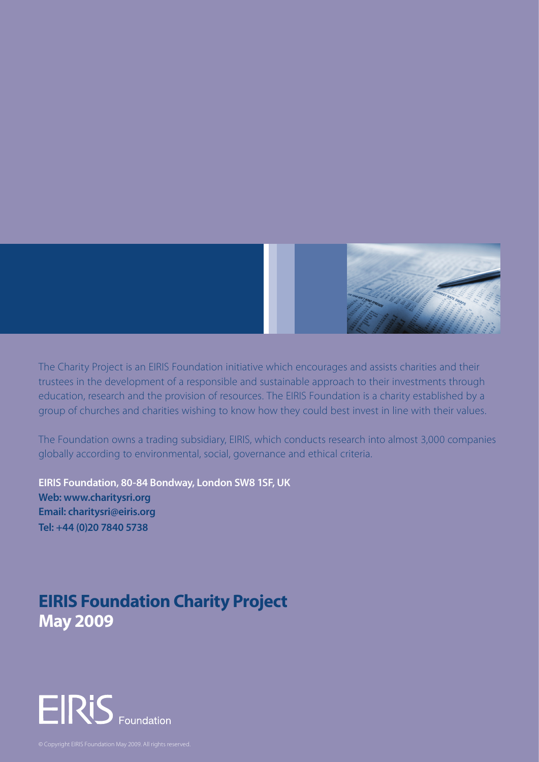The Charity Project is an EIRIS Foundation initiative which encourages and assists charities and their trustees in the development of a responsible and sustainable approach to their investments through education, research and the provision of resources. The EIRIS Foundation is a charity established by a group of churches and charities wishing to know how they could best invest in line with their values.

The Foundation owns a trading subsidiary, EIRIS, which conducts research into almost 3,000 companies globally according to environmental, social, governance and ethical criteria.

**EIRIS Foundation, 80-84 Bondway, London SW8 1SF, UK**
**Web: www.charitysri.org**
**Email: charitysri@eiris.org**
**Tel: +44 (0)20 7840 5738**

## EIRIS Foundation Charity Project
## May 2009

EIRiS Foundation

© Copyright EIRIS Foundation May 2009. All rights reserved.